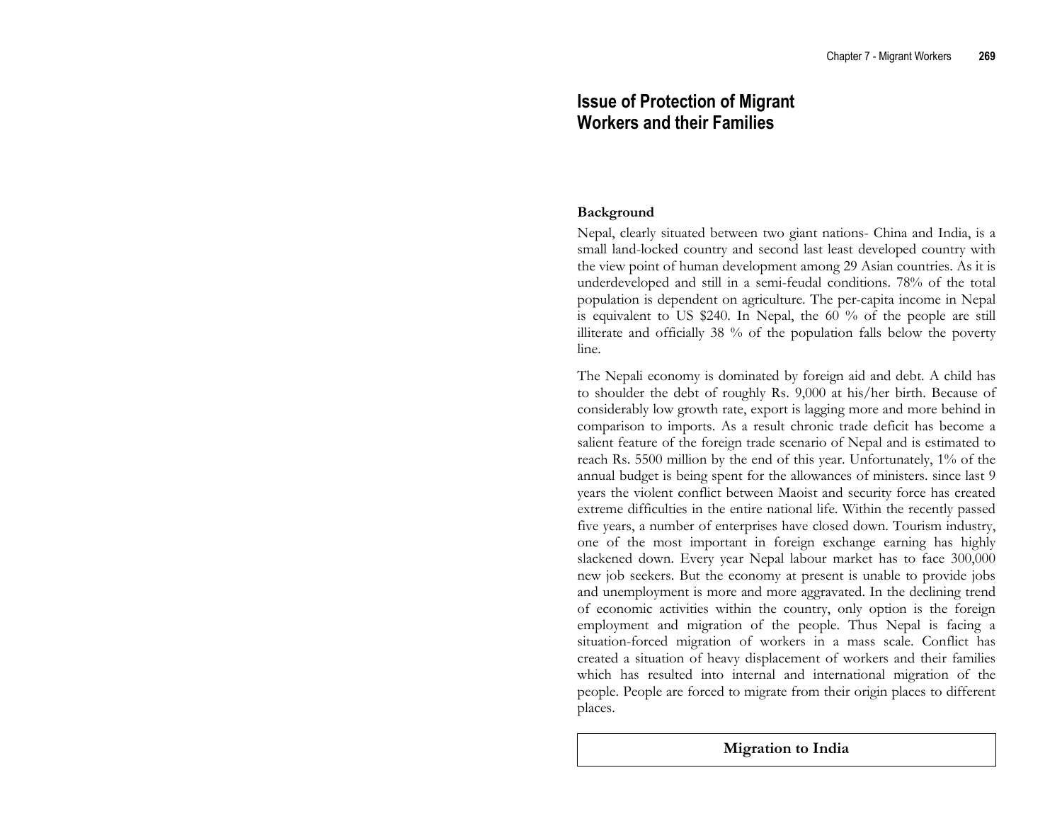# Issue of Protection of Migrant Workers and their Families

## Background

Nepal, clearly situated between two giant nations- China and India, is a small land-locked country and second last least developed country with the view point of human development among 29 Asian countries. As it is underdeveloped and still in a semi-feudal conditions. 78% of the total population is dependent on agriculture. The per-capita income in Nepal is equivalent to US $240. In Nepal, the 60 % of the people are still illiterate and officially 38 % of the population falls below the poverty line.

The Nepali economy is dominated by foreign aid and debt. A child has to shoulder the debt of roughly Rs. 9,000 at his/her birth. Because of considerably low growth rate, export is lagging more and more behind in comparison to imports. As a result chronic trade deficit has become a salient feature of the foreign trade scenario of Nepal and is estimated to reach Rs. 5500 million by the end of this year. Unfortunately, 1% of the annual budget is being spent for the allowances of ministers. since last 9 years the violent conflict between Maoist and security force has created extreme difficulties in the entire national life. Within the recently passed five years, a number of enterprises have closed down. Tourism industry, one of the most important in foreign exchange earning has highly slackened down. Every year Nepal labour market has to face 300,000 new job seekers. But the economy at present is unable to provide jobs and unemployment is more and more aggravated. In the declining trend of economic activities within the country, only option is the foreign employment and migration of the people. Thus Nepal is facing a situation-forced migration of workers in a mass scale. Conflict has created a situation of heavy displacement of workers and their families which has resulted into internal and international migration of the people. People are forced to migrate from their origin places to different places.

## Migration to India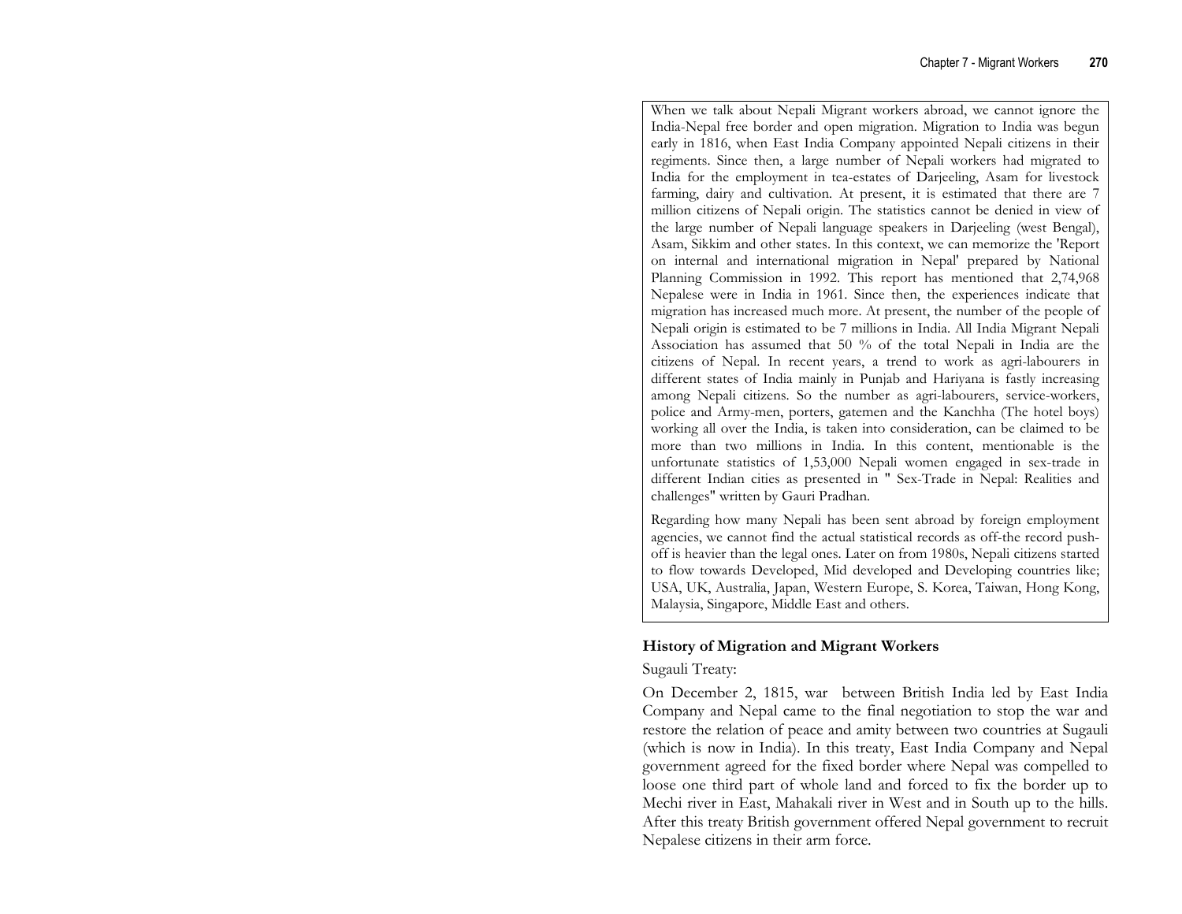When we talk about Nepali Migrant workers abroad, we cannot ignore the India-Nepal free border and open migration. Migration to India was begun early in 1816, when East India Company appointed Nepali citizens in their regiments. Since then, a large number of Nepali workers had migrated to India for the employment in tea-estates of Darjeeling, Asam for livestock farming, dairy and cultivation. At present, it is estimated that there are 7 million citizens of Nepali origin. The statistics cannot be denied in view of the large number of Nepali language speakers in Darjeeling (west Bengal), Asam, Sikkim and other states. In this context, we can memorize the 'Report on internal and international migration in Nepal' prepared by National Planning Commission in 1992. This report has mentioned that 2,74,968 Nepalese were in India in 1961. Since then, the experiences indicate that migration has increased much more. At present, the number of the people of Nepali origin is estimated to be 7 millions in India. All India Migrant Nepali Association has assumed that 50 % of the total Nepali in India are the citizens of Nepal. In recent years, a trend to work as agri-labourers in different states of India mainly in Punjab and Hariyana is fastly increasing among Nepali citizens. So the number as agri-labourers, service-workers, police and Army-men, porters, gatemen and the Kanchha (The hotel boys) working all over the India, is taken into consideration, can be claimed to be more than two millions in India. In this content, mentionable is the unfortunate statistics of 1,53,000 Nepali women engaged in sex-trade in different Indian cities as presented in " Sex-Trade in Nepal: Realities and challenges" written by Gauri Pradhan.

Regarding how many Nepali has been sent abroad by foreign employment agencies, we cannot find the actual statistical records as off-the record push-off is heavier than the legal ones. Later on from 1980s, Nepali citizens started to flow towards Developed, Mid developed and Developing countries like; USA, UK, Australia, Japan, Western Europe, S. Korea, Taiwan, Hong Kong, Malaysia, Singapore, Middle East and others.

## History of Migration and Migrant Workers

Sugauli Treaty:

On December 2, 1815, war between British India led by East India Company and Nepal came to the final negotiation to stop the war and restore the relation of peace and amity between two countries at Sugauli (which is now in India). In this treaty, East India Company and Nepal government agreed for the fixed border where Nepal was compelled to loose one third part of whole land and forced to fix the border up to Mechi river in East, Mahakali river in West and in South up to the hills. After this treaty British government offered Nepal government to recruit Nepalese citizens in their arm force.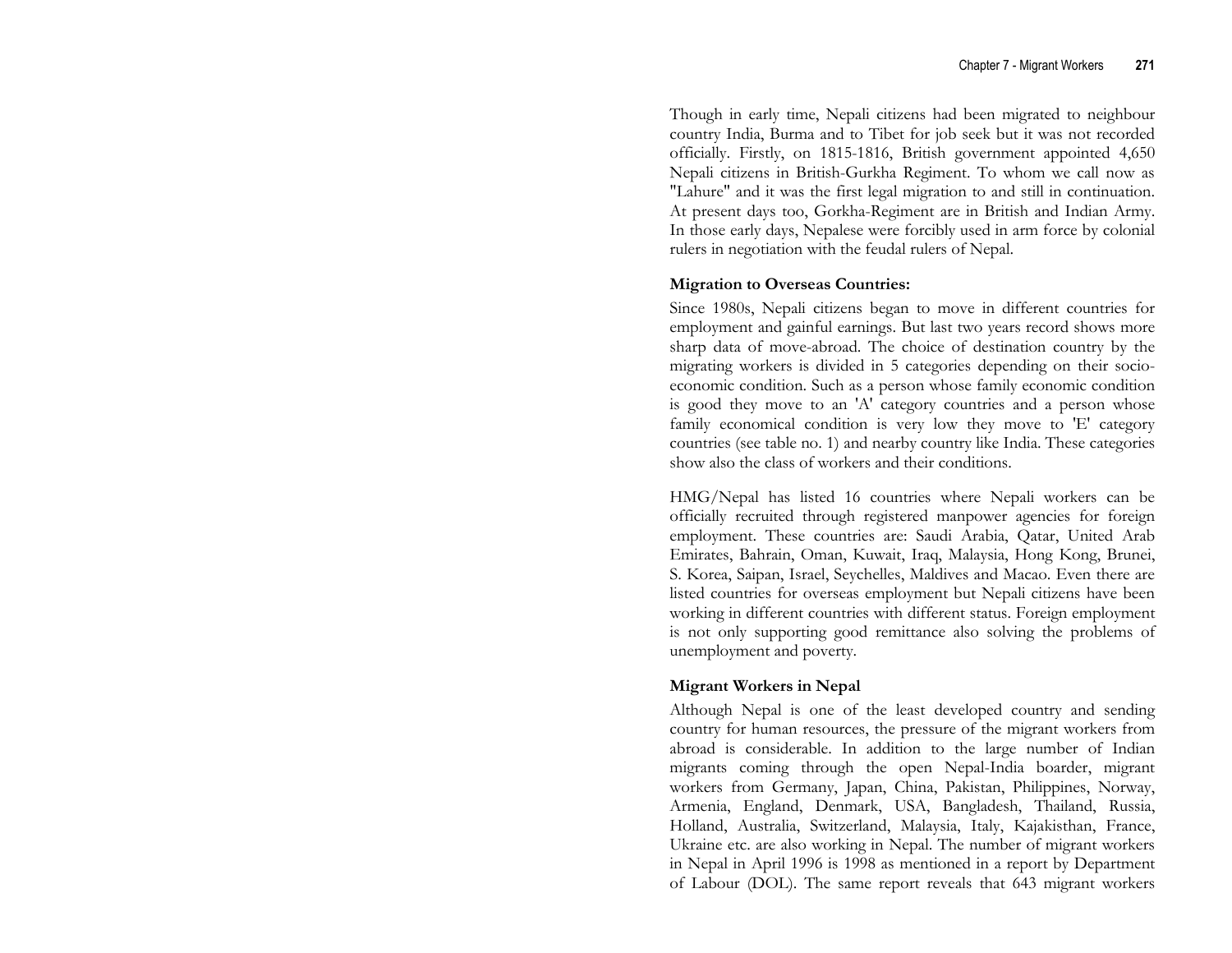Though in early time, Nepali citizens had been migrated to neighbour country India, Burma and to Tibet for job seek but it was not recorded officially. Firstly, on 1815-1816, British government appointed 4,650 Nepali citizens in British-Gurkha Regiment. To whom we call now as "Lahure" and it was the first legal migration to and still in continuation. At present days too, Gorkha-Regiment are in British and Indian Army. In those early days, Nepalese were forcibly used in arm force by colonial rulers in negotiation with the feudal rulers of Nepal.

**Migration to Overseas Countries:**

Since 1980s, Nepali citizens began to move in different countries for employment and gainful earnings. But last two years record shows more sharp data of move-abroad. The choice of destination country by the migrating workers is divided in 5 categories depending on their socio-economic condition. Such as a person whose family economic condition is good they move to an 'A' category countries and a person whose family economical condition is very low they move to 'E' category countries (see table no. 1) and nearby country like India. These categories show also the class of workers and their conditions.

HMG/Nepal has listed 16 countries where Nepali workers can be officially recruited through registered manpower agencies for foreign employment. These countries are: Saudi Arabia, Qatar, United Arab Emirates, Bahrain, Oman, Kuwait, Iraq, Malaysia, Hong Kong, Brunei, S. Korea, Saipan, Israel, Seychelles, Maldives and Macao. Even there are listed countries for overseas employment but Nepali citizens have been working in different countries with different status. Foreign employment is not only supporting good remittance also solving the problems of unemployment and poverty.

**Migrant Workers in Nepal**

Although Nepal is one of the least developed country and sending country for human resources, the pressure of the migrant workers from abroad is considerable. In addition to the large number of Indian migrants coming through the open Nepal-India boarder, migrant workers from Germany, Japan, China, Pakistan, Philippines, Norway, Armenia, England, Denmark, USA, Bangladesh, Thailand, Russia, Holland, Australia, Switzerland, Malaysia, Italy, Kajakisthan, France, Ukraine etc. are also working in Nepal. The number of migrant workers in Nepal in April 1996 is 1998 as mentioned in a report by Department of Labour (DOL). The same report reveals that 643 migrant workers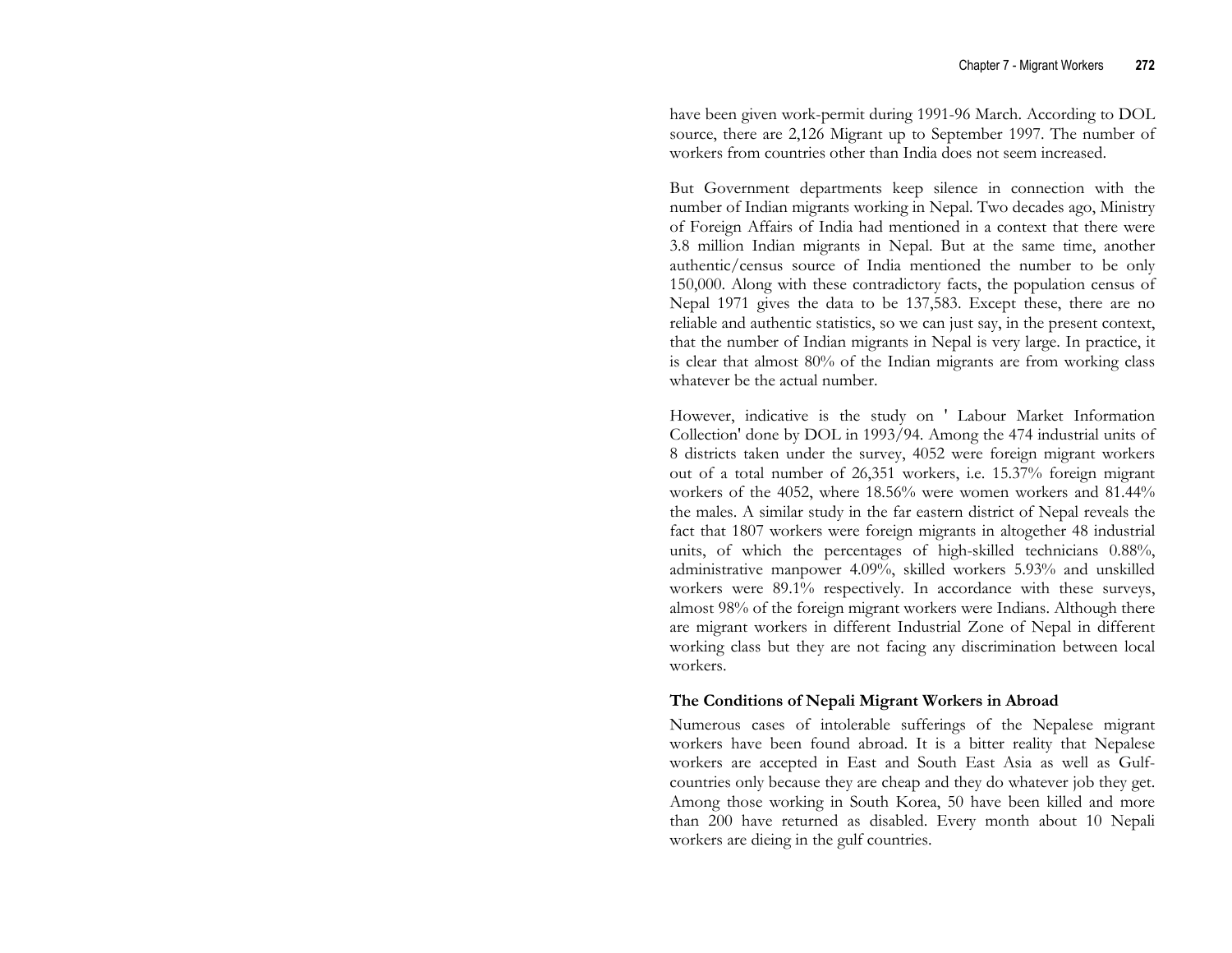have been given work-permit during 1991-96 March. According to DOL source, there are 2,126 Migrant up to September 1997. The number of workers from countries other than India does not seem increased.

But Government departments keep silence in connection with the number of Indian migrants working in Nepal. Two decades ago, Ministry of Foreign Affairs of India had mentioned in a context that there were 3.8 million Indian migrants in Nepal. But at the same time, another authentic/census source of India mentioned the number to be only 150,000. Along with these contradictory facts, the population census of Nepal 1971 gives the data to be 137,583. Except these, there are no reliable and authentic statistics, so we can just say, in the present context, that the number of Indian migrants in Nepal is very large. In practice, it is clear that almost 80% of the Indian migrants are from working class whatever be the actual number.

However, indicative is the study on ' Labour Market Information Collection' done by DOL in 1993/94. Among the 474 industrial units of 8 districts taken under the survey, 4052 were foreign migrant workers out of a total number of 26,351 workers, i.e. 15.37% foreign migrant workers of the 4052, where 18.56% were women workers and 81.44% the males. A similar study in the far eastern district of Nepal reveals the fact that 1807 workers were foreign migrants in altogether 48 industrial units, of which the percentages of high-skilled technicians 0.88%, administrative manpower 4.09%, skilled workers 5.93% and unskilled workers were 89.1% respectively. In accordance with these surveys, almost 98% of the foreign migrant workers were Indians. Although there are migrant workers in different Industrial Zone of Nepal in different working class but they are not facing any discrimination between local workers.

### The Conditions of Nepali Migrant Workers in Abroad

Numerous cases of intolerable sufferings of the Nepalese migrant workers have been found abroad. It is a bitter reality that Nepalese workers are accepted in East and South East Asia as well as Gulf-countries only because they are cheap and they do whatever job they get. Among those working in South Korea, 50 have been killed and more than 200 have returned as disabled. Every month about 10 Nepali workers are dieing in the gulf countries.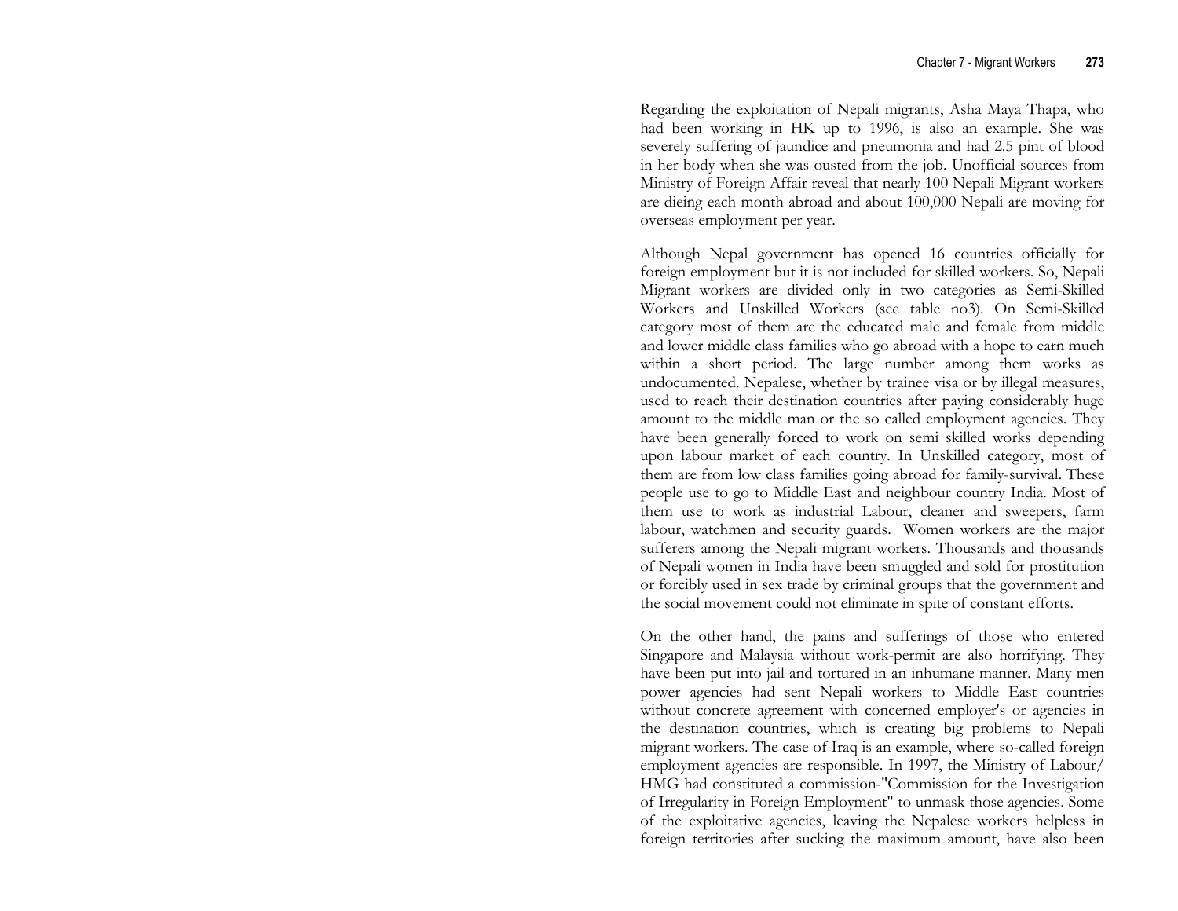Regarding the exploitation of Nepali migrants, Asha Maya Thapa, who had been working in HK up to 1996, is also an example. She was severely suffering of jaundice and pneumonia and had 2.5 pint of blood in her body when she was ousted from the job. Unofficial sources from Ministry of Foreign Affair reveal that nearly 100 Nepali Migrant workers are dieing each month abroad and about 100,000 Nepali are moving for overseas employment per year.

Although Nepal government has opened 16 countries officially for foreign employment but it is not included for skilled workers. So, Nepali Migrant workers are divided only in two categories as Semi-Skilled Workers and Unskilled Workers (see table no3). On Semi-Skilled category most of them are the educated male and female from middle and lower middle class families who go abroad with a hope to earn much within a short period. The large number among them works as undocumented. Nepalese, whether by trainee visa or by illegal measures, used to reach their destination countries after paying considerably huge amount to the middle man or the so called employment agencies. They have been generally forced to work on semi skilled works depending upon labour market of each country. In Unskilled category, most of them are from low class families going abroad for family-survival. These people use to go to Middle East and neighbour country India. Most of them use to work as industrial Labour, cleaner and sweepers, farm labour, watchmen and security guards. Women workers are the major sufferers among the Nepali migrant workers. Thousands and thousands of Nepali women in India have been smuggled and sold for prostitution or forcibly used in sex trade by criminal groups that the government and the social movement could not eliminate in spite of constant efforts.

On the other hand, the pains and sufferings of those who entered Singapore and Malaysia without work-permit are also horrifying. They have been put into jail and tortured in an inhumane manner. Many men power agencies had sent Nepali workers to Middle East countries without concrete agreement with concerned employer's or agencies in the destination countries, which is creating big problems to Nepali migrant workers. The case of Iraq is an example, where so-called foreign employment agencies are responsible. In 1997, the Ministry of Labour/ HMG had constituted a commission-"Commission for the Investigation of Irregularity in Foreign Employment" to unmask those agencies. Some of the exploitative agencies, leaving the Nepalese workers helpless in foreign territories after sucking the maximum amount, have also been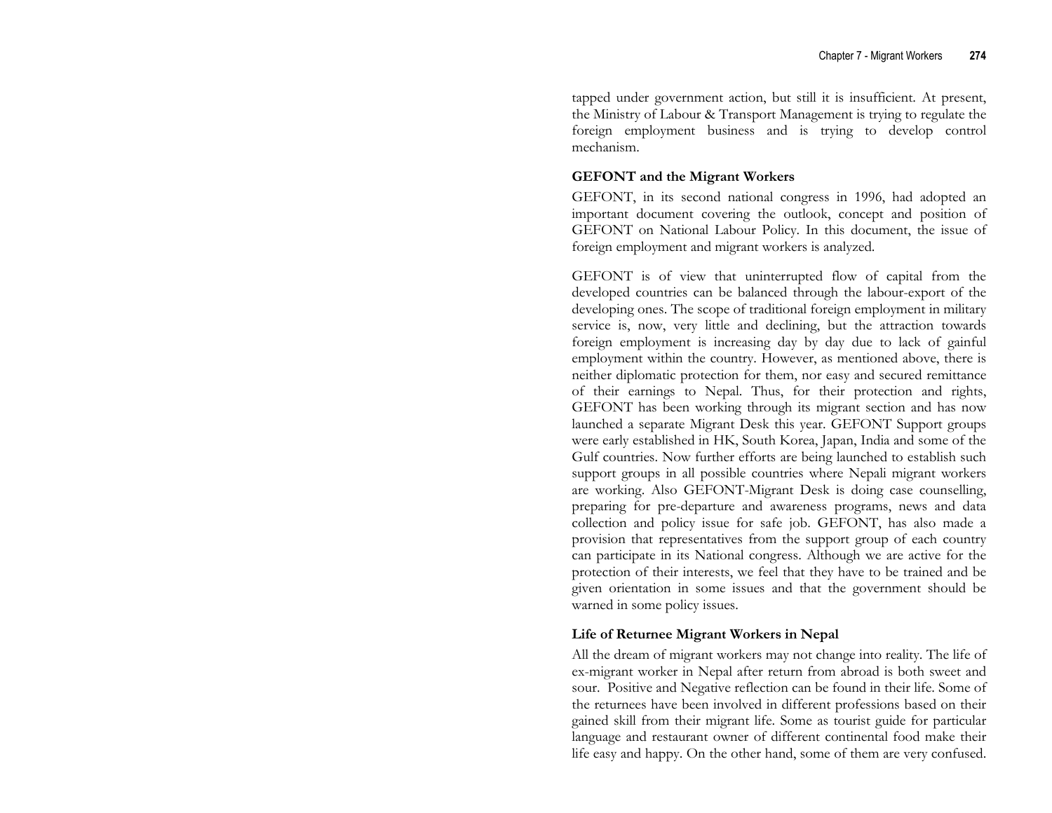tapped under government action, but still it is insufficient. At present, the Ministry of Labour & Transport Management is trying to regulate the foreign employment business and is trying to develop control mechanism.

### GEFONT and the Migrant Workers

GEFONT, in its second national congress in 1996, had adopted an important document covering the outlook, concept and position of GEFONT on National Labour Policy. In this document, the issue of foreign employment and migrant workers is analyzed.

GEFONT is of view that uninterrupted flow of capital from the developed countries can be balanced through the labour-export of the developing ones. The scope of traditional foreign employment in military service is, now, very little and declining, but the attraction towards foreign employment is increasing day by day due to lack of gainful employment within the country. However, as mentioned above, there is neither diplomatic protection for them, nor easy and secured remittance of their earnings to Nepal. Thus, for their protection and rights, GEFONT has been working through its migrant section and has now launched a separate Migrant Desk this year. GEFONT Support groups were early established in HK, South Korea, Japan, India and some of the Gulf countries. Now further efforts are being launched to establish such support groups in all possible countries where Nepali migrant workers are working. Also GEFONT-Migrant Desk is doing case counselling, preparing for pre-departure and awareness programs, news and data collection and policy issue for safe job. GEFONT, has also made a provision that representatives from the support group of each country can participate in its National congress. Although we are active for the protection of their interests, we feel that they have to be trained and be given orientation in some issues and that the government should be warned in some policy issues.

### Life of Returnee Migrant Workers in Nepal

All the dream of migrant workers may not change into reality. The life of ex-migrant worker in Nepal after return from abroad is both sweet and sour. Positive and Negative reflection can be found in their life. Some of the returnees have been involved in different professions based on their gained skill from their migrant life. Some as tourist guide for particular language and restaurant owner of different continental food make their life easy and happy. On the other hand, some of them are very confused.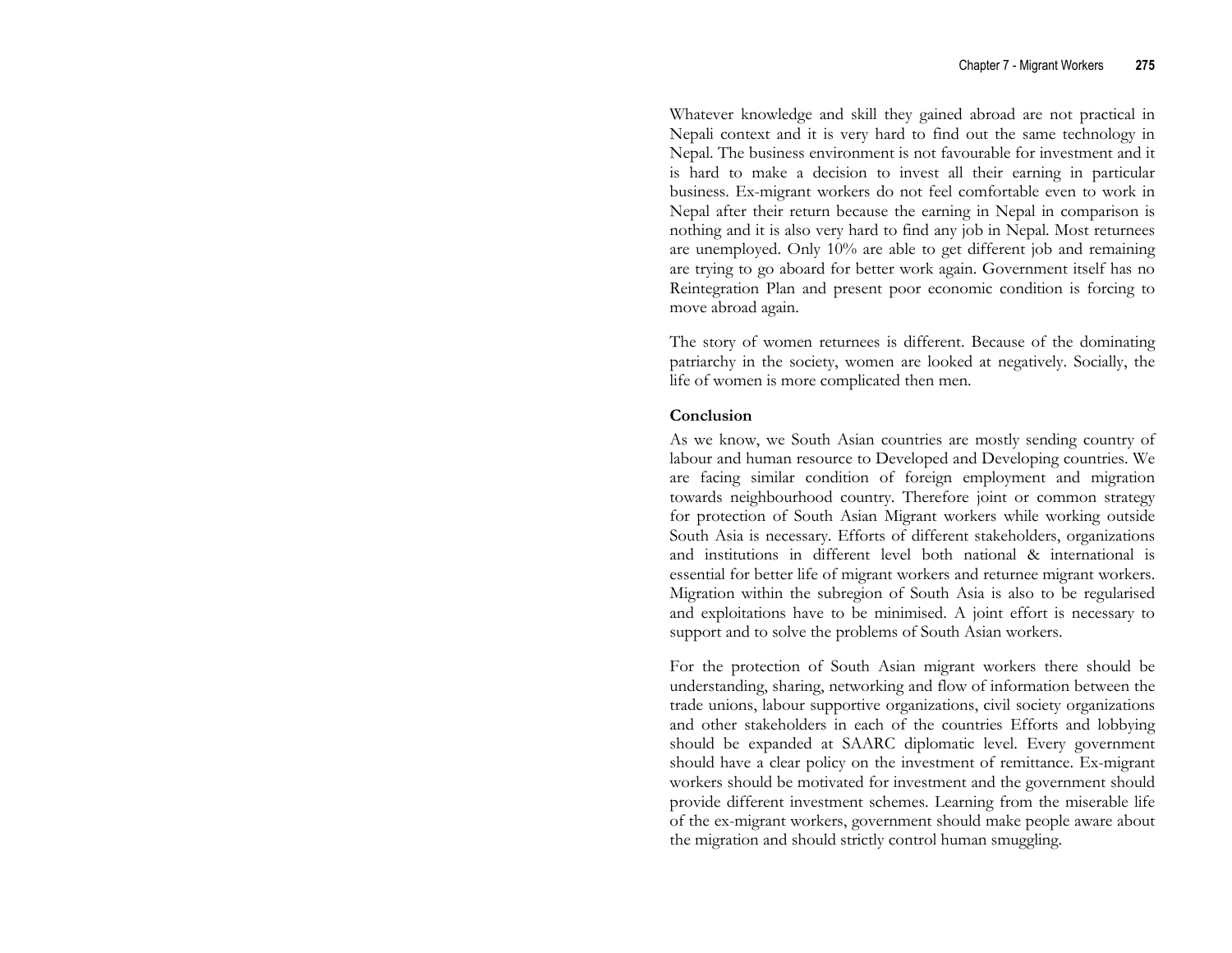Whatever knowledge and skill they gained abroad are not practical in Nepali context and it is very hard to find out the same technology in Nepal. The business environment is not favourable for investment and it is hard to make a decision to invest all their earning in particular business. Ex-migrant workers do not feel comfortable even to work in Nepal after their return because the earning in Nepal in comparison is nothing and it is also very hard to find any job in Nepal. Most returnees are unemployed. Only 10% are able to get different job and remaining are trying to go aboard for better work again. Government itself has no Reintegration Plan and present poor economic condition is forcing to move abroad again.

The story of women returnees is different. Because of the dominating patriarchy in the society, women are looked at negatively. Socially, the life of women is more complicated then men.

**Conclusion**

As we know, we South Asian countries are mostly sending country of labour and human resource to Developed and Developing countries. We are facing similar condition of foreign employment and migration towards neighbourhood country. Therefore joint or common strategy for protection of South Asian Migrant workers while working outside South Asia is necessary. Efforts of different stakeholders, organizations and institutions in different level both national & international is essential for better life of migrant workers and returnee migrant workers. Migration within the subregion of South Asia is also to be regularised and exploitations have to be minimised. A joint effort is necessary to support and to solve the problems of South Asian workers.

For the protection of South Asian migrant workers there should be understanding, sharing, networking and flow of information between the trade unions, labour supportive organizations, civil society organizations and other stakeholders in each of the countries Efforts and lobbying should be expanded at SAARC diplomatic level. Every government should have a clear policy on the investment of remittance. Ex-migrant workers should be motivated for investment and the government should provide different investment schemes. Learning from the miserable life of the ex-migrant workers, government should make people aware about the migration and should strictly control human smuggling.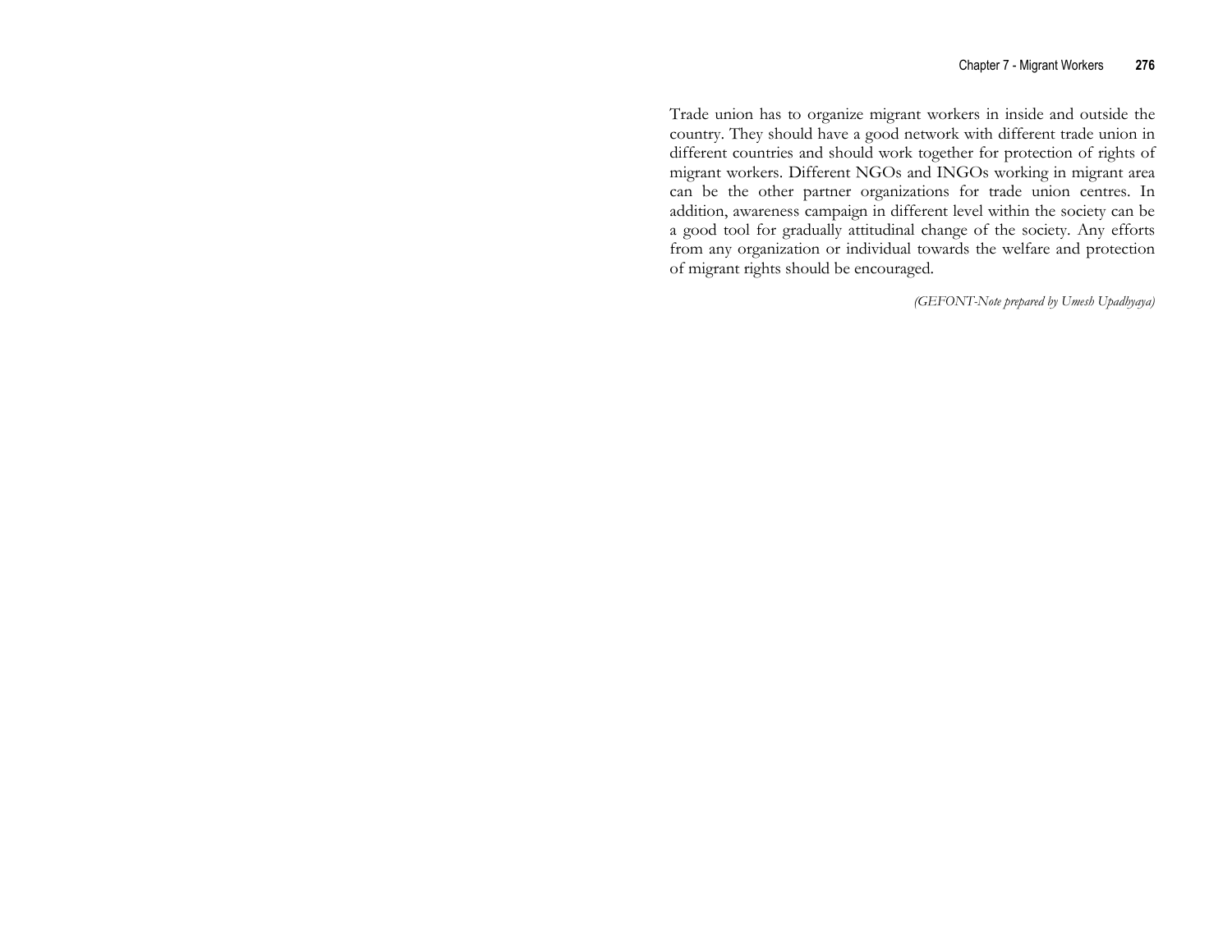Trade union has to organize migrant workers in inside and outside the country. They should have a good network with different trade union in different countries and should work together for protection of rights of migrant workers. Different NGOs and INGOs working in migrant area can be the other partner organizations for trade union centres. In addition, awareness campaign in different level within the society can be a good tool for gradually attitudinal change of the society. Any efforts from any organization or individual towards the welfare and protection of migrant rights should be encouraged.

*(GEFONT-Note prepared by Umesh Upadhyaya)*